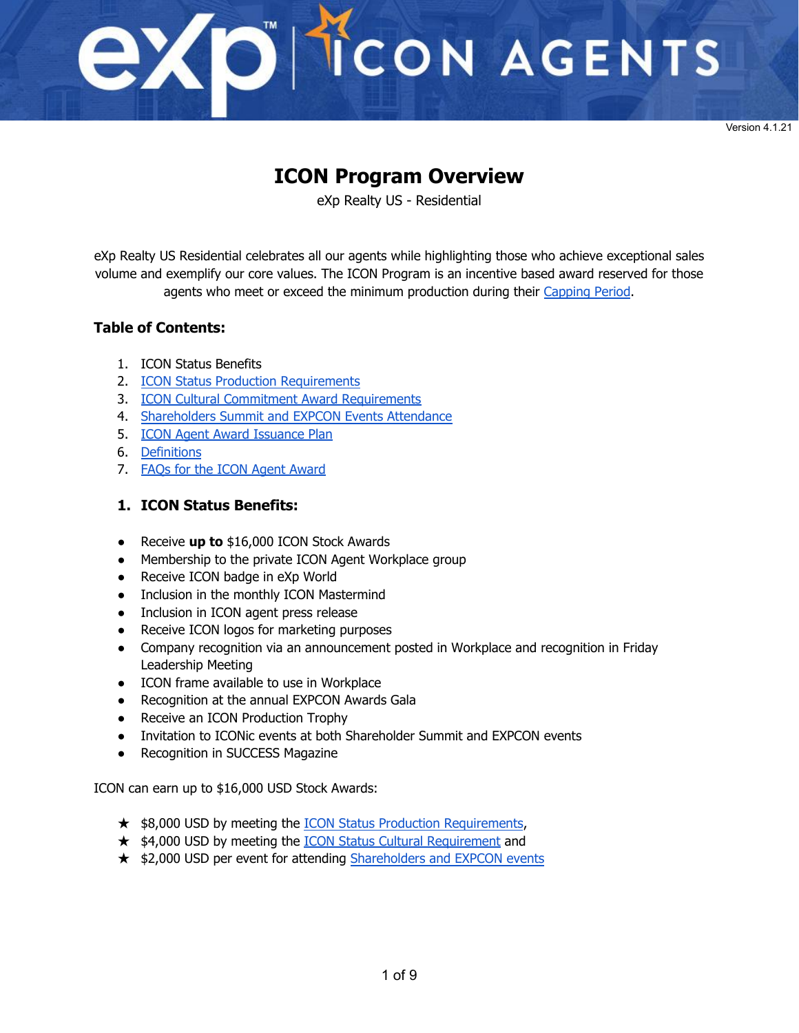Version 4.1.21

# ICON Program Overview

eXp Realty US - Residential

eXp Realty US Residential celebrates all our agents while highlighting those who achieve exceptional sales volume and exemplify our core values. The ICON Program is an incentive based award reserved for those agents who meet or exceed the minimum production during their Capping Period.

### Table of Contents:

1. ICON Status Benefits
2. ICON Status Production Requirements
3. ICON Cultural Commitment Award Requirements
4. Shareholders Summit and EXPCON Events Attendance
5. ICON Agent Award Issuance Plan
6. Definitions
7. FAQs for the ICON Agent Award

## 1. ICON Status Benefits:

- Receive **up to** $16,000 ICON Stock Awards
- Membership to the private ICON Agent Workplace group
- Receive ICON badge in eXp World
- Inclusion in the monthly ICON Mastermind
- Inclusion in ICON agent press release
- Receive ICON logos for marketing purposes
- Company recognition via an announcement posted in Workplace and recognition in Friday Leadership Meeting
- ICON frame available to use in Workplace
- Recognition at the annual EXPCON Awards Gala
- Receive an ICON Production Trophy
- Invitation to ICONic events at both Shareholder Summit and EXPCON events
- Recognition in SUCCESS Magazine

ICON can earn up to $16,000 USD Stock Awards:

- $8,000 USD by meeting the ICON Status Production Requirements,
- $4,000 USD by meeting the ICON Status Cultural Requirement and
- $2,000 USD per event for attending Shareholders and EXPCON events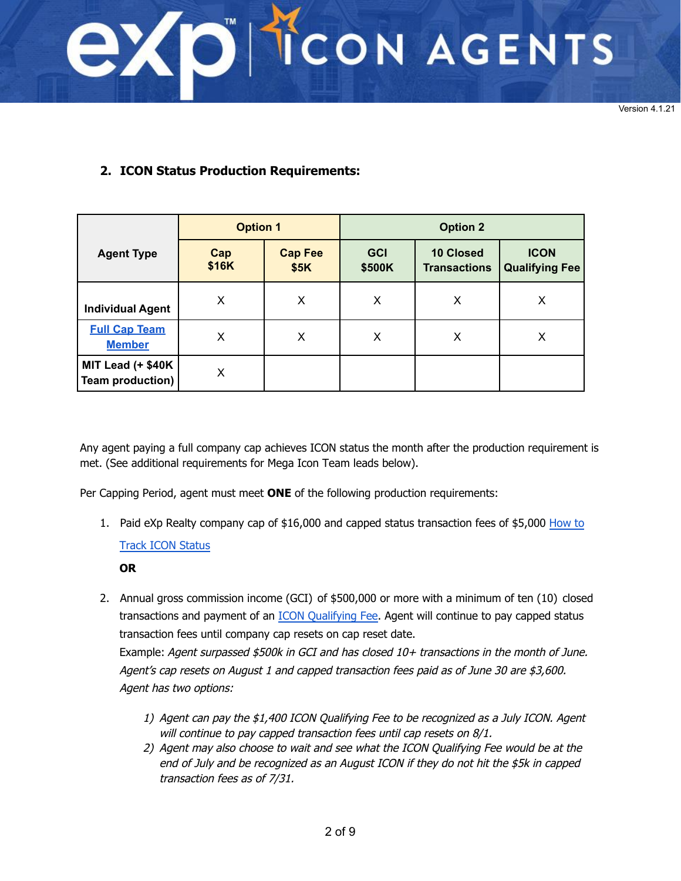Version 4.1.21

## 2. ICON Status Production Requirements:

| Agent Type | Option 1 | | Option 2 | | |
|---|---|---|---|---|---|
| | Cap $16K | Cap Fee $5K | GCI $500K | 10 Closed Transactions | ICON Qualifying Fee |
| Individual Agent | X | X | X | X | X |
| [Full Cap Team Member]() | X | X | X | X | X |
| MIT Lead (+ $40K Team production) | X | | | | |

Any agent paying a full company cap achieves ICON status the month after the production requirement is met. (See additional requirements for Mega Icon Team leads below).

Per Capping Period, agent must meet **ONE** of the following production requirements:

1. Paid eXp Realty company cap of $16,000 and capped status transaction fees of $5,000 [How to Track ICON Status]()

   **OR**

2. Annual gross commission income (GCI) of $500,000 or more with a minimum of ten (10) closed transactions and payment of an [ICON Qualifying Fee](). Agent will continue to pay capped status transaction fees until company cap resets on cap reset date.
   Example: *Agent surpassed $500k in GCI and has closed 10+ transactions in the month of June. Agent's cap resets on August 1 and capped transaction fees paid as of June 30 are $3,600. Agent has two options:*

   1) *Agent can pay the $1,400 ICON Qualifying Fee to be recognized as a July ICON. Agent will continue to pay capped transaction fees until cap resets on 8/1.*
   2) *Agent may also choose to wait and see what the ICON Qualifying Fee would be at the end of July and be recognized as an August ICON if they do not hit the $5k in capped transaction fees as of 7/31.*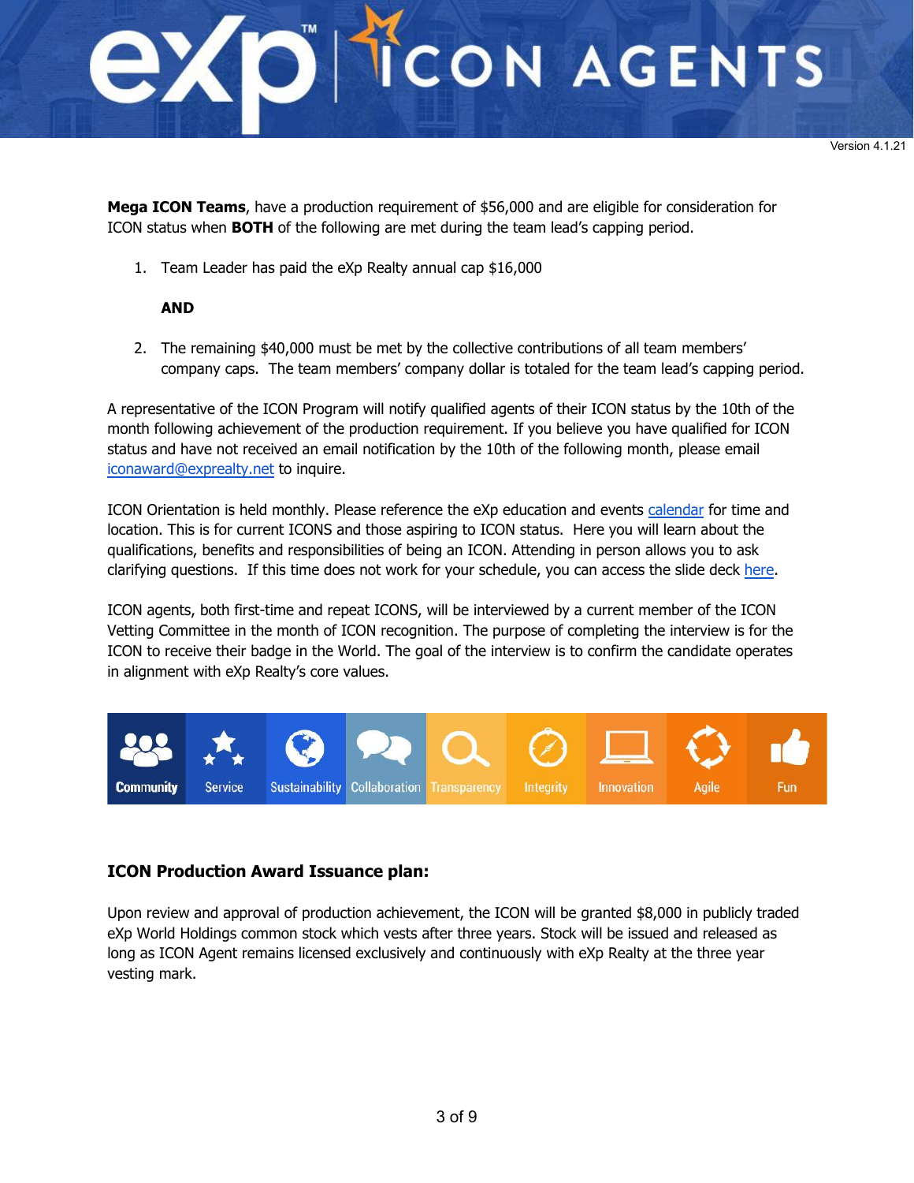**Mega ICON Teams**, have a production requirement of $56,000 and are eligible for consideration for ICON status when **BOTH** of the following are met during the team lead's capping period.

1. Team Leader has paid the eXp Realty annual cap $16,000

   **AND**

2. The remaining $40,000 must be met by the collective contributions of all team members' company caps. The team members' company dollar is totaled for the team lead's capping period.

A representative of the ICON Program will notify qualified agents of their ICON status by the 10th of the month following achievement of the production requirement. If you believe you have qualified for ICON status and have not received an email notification by the 10th of the following month, please email iconaward@exprealty.net to inquire.

ICON Orientation is held monthly. Please reference the eXp education and events calendar for time and location. This is for current ICONS and those aspiring to ICON status. Here you will learn about the qualifications, benefits and responsibilities of being an ICON. Attending in person allows you to ask clarifying questions. If this time does not work for your schedule, you can access the slide deck here.

ICON agents, both first-time and repeat ICONS, will be interviewed by a current member of the ICON Vetting Committee in the month of ICON recognition. The purpose of completing the interview is for the ICON to receive their badge in the World. The goal of the interview is to confirm the candidate operates in alignment with eXp Realty's core values.

Community | Service | Sustainability | Collaboration | Transparency | Integrity | Innovation | Agile | Fun

### ICON Production Award Issuance plan:

Upon review and approval of production achievement, the ICON will be granted $8,000 in publicly traded eXp World Holdings common stock which vests after three years. Stock will be issued and released as long as ICON Agent remains licensed exclusively and continuously with eXp Realty at the three year vesting mark.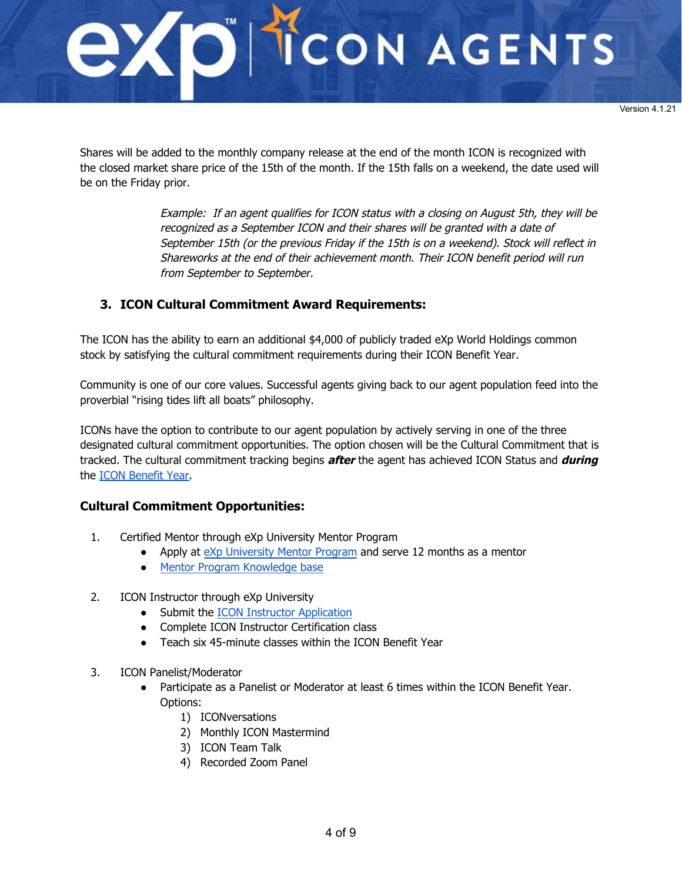Shares will be added to the monthly company release at the end of the month ICON is recognized with the closed market share price of the 15th of the month. If the 15th falls on a weekend, the date used will be on the Friday prior.

> *Example: If an agent qualifies for ICON status with a closing on August 5th, they will be recognized as a September ICON and their shares will be granted with a date of September 15th (or the previous Friday if the 15th is on a weekend). Stock will reflect in Shareworks at the end of their achievement month. Their ICON benefit period will run from September to September.*

### 3. ICON Cultural Commitment Award Requirements:

The ICON has the ability to earn an additional $4,000 of publicly traded eXp World Holdings common stock by satisfying the cultural commitment requirements during their ICON Benefit Year.

Community is one of our core values. Successful agents giving back to our agent population feed into the proverbial "rising tides lift all boats" philosophy.

ICONs have the option to contribute to our agent population by actively serving in one of the three designated cultural commitment opportunities. The option chosen will be the Cultural Commitment that is tracked. The cultural commitment tracking begins ***after*** the agent has achieved ICON Status and ***during*** the ICON Benefit Year.

### Cultural Commitment Opportunities:

1. Certified Mentor through eXp University Mentor Program
   - Apply at eXp University Mentor Program and serve 12 months as a mentor
   - Mentor Program Knowledge base

2. ICON Instructor through eXp University
   - Submit the ICON Instructor Application
   - Complete ICON Instructor Certification class
   - Teach six 45-minute classes within the ICON Benefit Year

3. ICON Panelist/Moderator
   - Participate as a Panelist or Moderator at least 6 times within the ICON Benefit Year. Options:
     1) ICONversations
     2) Monthly ICON Mastermind
     3) ICON Team Talk
     4) Recorded Zoom Panel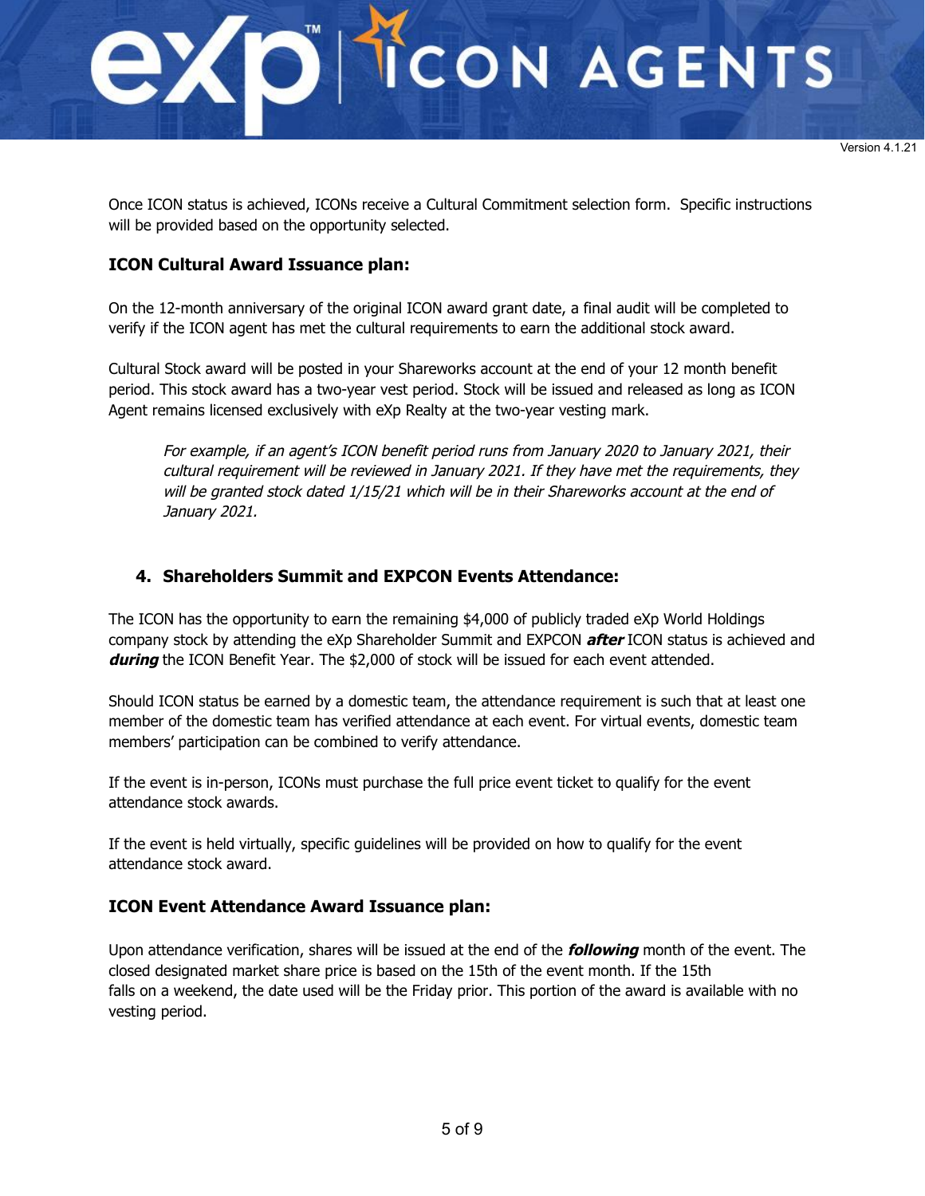Once ICON status is achieved, ICONs receive a Cultural Commitment selection form. Specific instructions will be provided based on the opportunity selected.

### ICON Cultural Award Issuance plan:

On the 12-month anniversary of the original ICON award grant date, a final audit will be completed to verify if the ICON agent has met the cultural requirements to earn the additional stock award.

Cultural Stock award will be posted in your Shareworks account at the end of your 12 month benefit period. This stock award has a two-year vest period. Stock will be issued and released as long as ICON Agent remains licensed exclusively with eXp Realty at the two-year vesting mark.

> *For example, if an agent's ICON benefit period runs from January 2020 to January 2021, their cultural requirement will be reviewed in January 2021. If they have met the requirements, they will be granted stock dated 1/15/21 which will be in their Shareworks account at the end of January 2021.*

### 4. Shareholders Summit and EXPCON Events Attendance:

The ICON has the opportunity to earn the remaining $4,000 of publicly traded eXp World Holdings company stock by attending the eXp Shareholder Summit and EXPCON ***after*** ICON status is achieved and ***during*** the ICON Benefit Year. The $2,000 of stock will be issued for each event attended.

Should ICON status be earned by a domestic team, the attendance requirement is such that at least one member of the domestic team has verified attendance at each event. For virtual events, domestic team members' participation can be combined to verify attendance.

If the event is in-person, ICONs must purchase the full price event ticket to qualify for the event attendance stock awards.

If the event is held virtually, specific guidelines will be provided on how to qualify for the event attendance stock award.

### ICON Event Attendance Award Issuance plan:

Upon attendance verification, shares will be issued at the end of the ***following*** month of the event. The closed designated market share price is based on the 15th of the event month. If the 15th falls on a weekend, the date used will be the Friday prior. This portion of the award is available with no vesting period.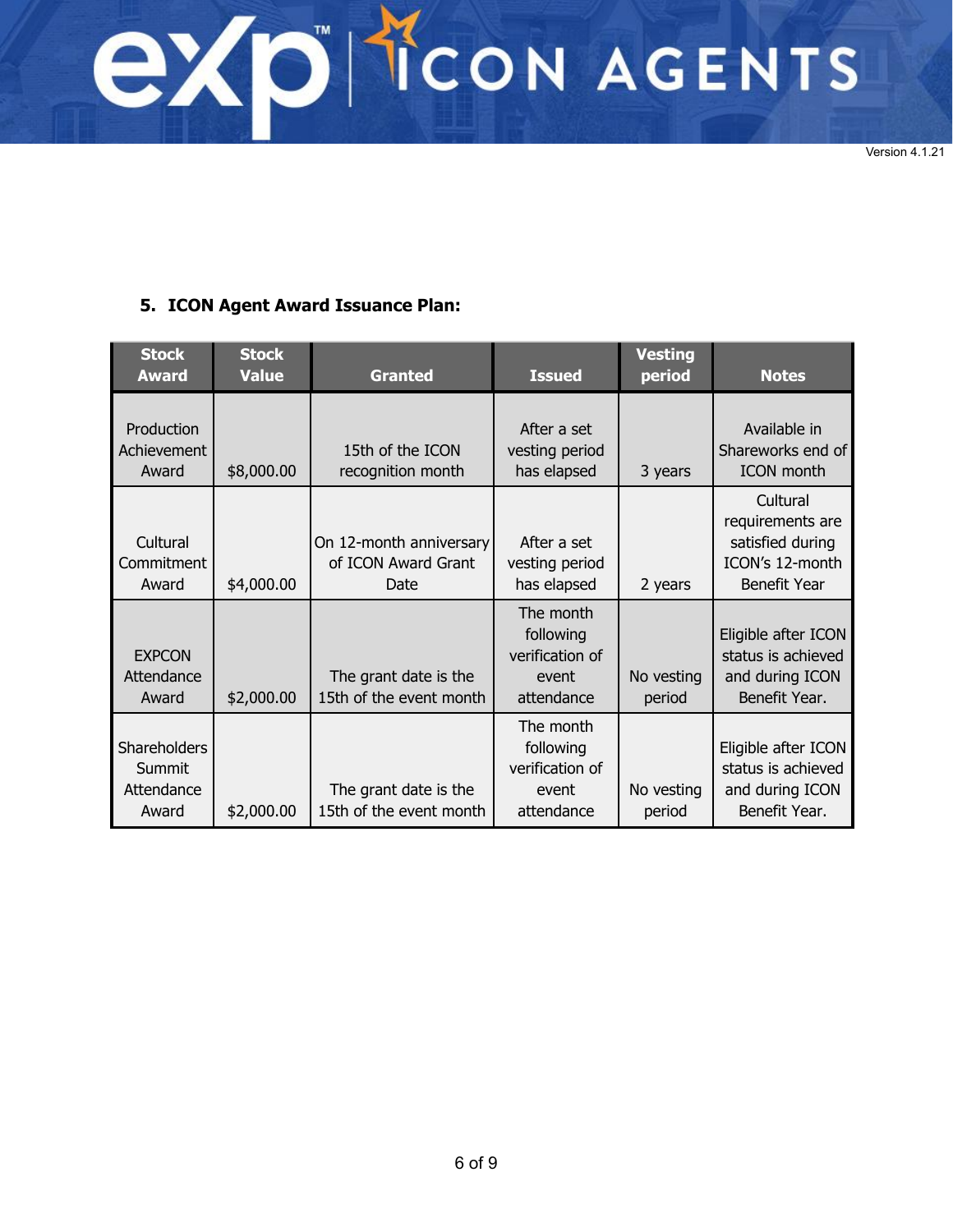### 5. ICON Agent Award Issuance Plan:

| Stock Award | Stock Value | Granted | Issued | Vesting period | Notes |
|---|---|---|---|---|---|
| Production Achievement Award | $8,000.00 | 15th of the ICON recognition month | After a set vesting period has elapsed | 3 years | Available in Shareworks end of ICON month |
| Cultural Commitment Award | $4,000.00 | On 12-month anniversary of ICON Award Grant Date | After a set vesting period has elapsed | 2 years | Cultural requirements are satisfied during ICON's 12-month Benefit Year |
| EXPCON Attendance Award | $2,000.00 | The grant date is the 15th of the event month | The month following verification of event attendance | No vesting period | Eligible after ICON status is achieved and during ICON Benefit Year. |
| Shareholders Summit Attendance Award | $2,000.00 | The grant date is the 15th of the event month | The month following verification of event attendance | No vesting period | Eligible after ICON status is achieved and during ICON Benefit Year. |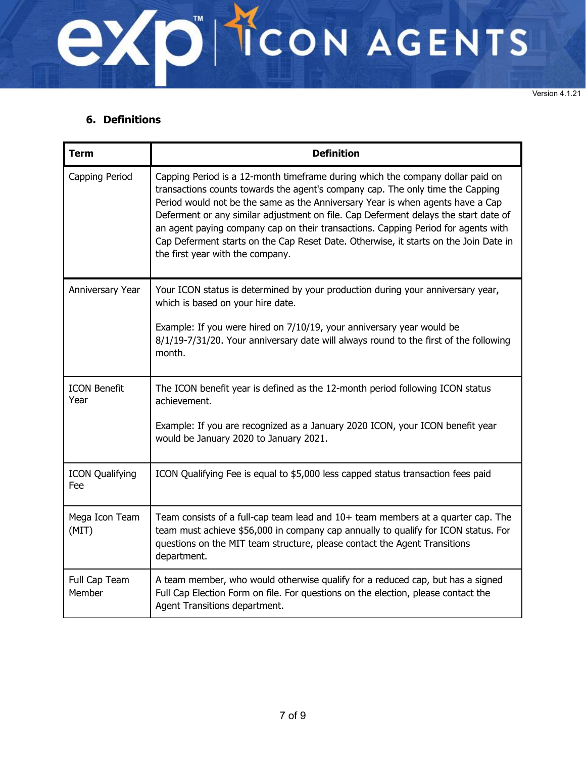Version 4.1.21

## 6. Definitions

| Term | Definition |
| --- | --- |
| Capping Period | Capping Period is a 12-month timeframe during which the company dollar paid on transactions counts towards the agent's company cap. The only time the Capping Period would not be the same as the Anniversary Year is when agents have a Cap Deferment or any similar adjustment on file. Cap Deferment delays the start date of an agent paying company cap on their transactions. Capping Period for agents with Cap Deferment starts on the Cap Reset Date. Otherwise, it starts on the Join Date in the first year with the company. |
| Anniversary Year | Your ICON status is determined by your production during your anniversary year, which is based on your hire date.<br><br>Example: If you were hired on 7/10/19, your anniversary year would be 8/1/19-7/31/20. Your anniversary date will always round to the first of the following month. |
| ICON Benefit Year | The ICON benefit year is defined as the 12-month period following ICON status achievement.<br><br>Example: If you are recognized as a January 2020 ICON, your ICON benefit year would be January 2020 to January 2021. |
| ICON Qualifying Fee | ICON Qualifying Fee is equal to $5,000 less capped status transaction fees paid |
| Mega Icon Team (MIT) | Team consists of a full-cap team lead and 10+ team members at a quarter cap. The team must achieve $56,000 in company cap annually to qualify for ICON status. For questions on the MIT team structure, please contact the Agent Transitions department. |
| Full Cap Team Member | A team member, who would otherwise qualify for a reduced cap, but has a signed Full Cap Election Form on file. For questions on the election, please contact the Agent Transitions department. |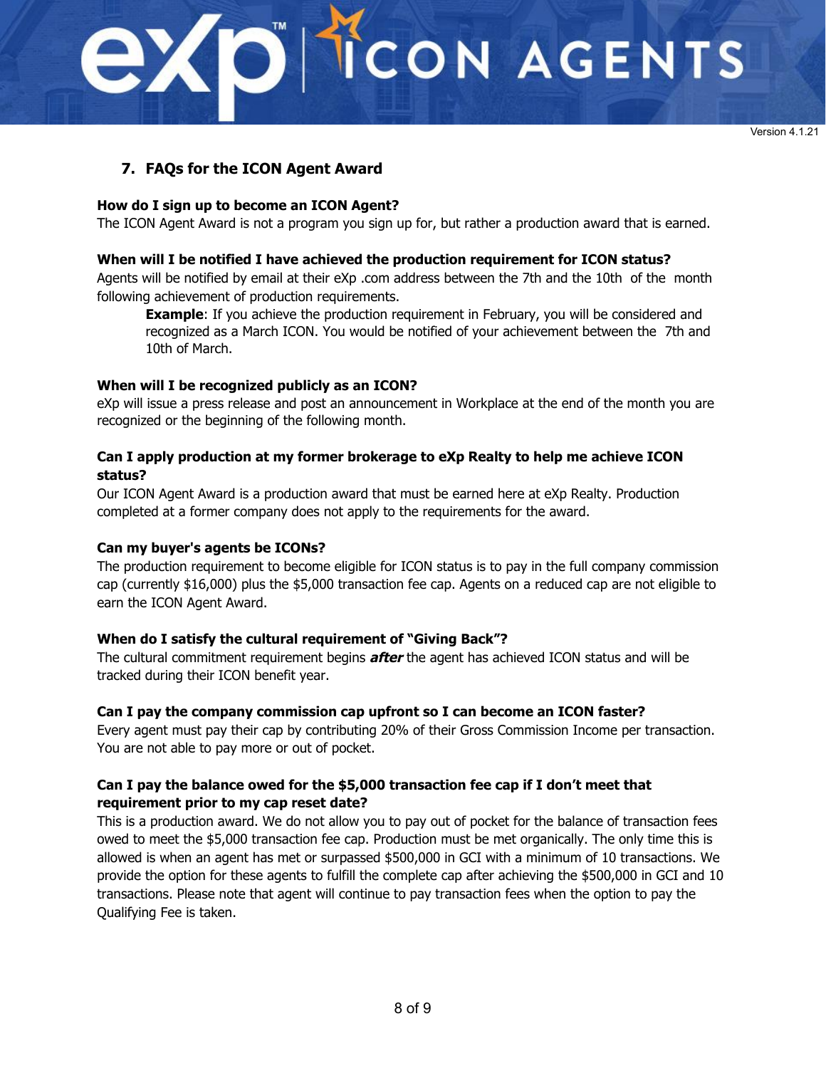## 7. FAQs for the ICON Agent Award

**How do I sign up to become an ICON Agent?**

The ICON Agent Award is not a program you sign up for, but rather a production award that is earned.

**When will I be notified I have achieved the production requirement for ICON status?**

Agents will be notified by email at their eXp .com address between the 7th and the 10th of the month following achievement of production requirements.

> **Example**: If you achieve the production requirement in February, you will be considered and recognized as a March ICON. You would be notified of your achievement between the 7th and 10th of March.

**When will I be recognized publicly as an ICON?**

eXp will issue a press release and post an announcement in Workplace at the end of the month you are recognized or the beginning of the following month.

**Can I apply production at my former brokerage to eXp Realty to help me achieve ICON status?**

Our ICON Agent Award is a production award that must be earned here at eXp Realty. Production completed at a former company does not apply to the requirements for the award.

**Can my buyer's agents be ICONs?**

The production requirement to become eligible for ICON status is to pay in the full company commission cap (currently $16,000) plus the $5,000 transaction fee cap. Agents on a reduced cap are not eligible to earn the ICON Agent Award.

**When do I satisfy the cultural requirement of "Giving Back"?**

The cultural commitment requirement begins ***after*** the agent has achieved ICON status and will be tracked during their ICON benefit year.

**Can I pay the company commission cap upfront so I can become an ICON faster?**

Every agent must pay their cap by contributing 20% of their Gross Commission Income per transaction. You are not able to pay more or out of pocket.

**Can I pay the balance owed for the $5,000 transaction fee cap if I don't meet that requirement prior to my cap reset date?**

This is a production award. We do not allow you to pay out of pocket for the balance of transaction fees owed to meet the $5,000 transaction fee cap. Production must be met organically. The only time this is allowed is when an agent has met or surpassed $500,000 in GCI with a minimum of 10 transactions. We provide the option for these agents to fulfill the complete cap after achieving the $500,000 in GCI and 10 transactions. Please note that agent will continue to pay transaction fees when the option to pay the Qualifying Fee is taken.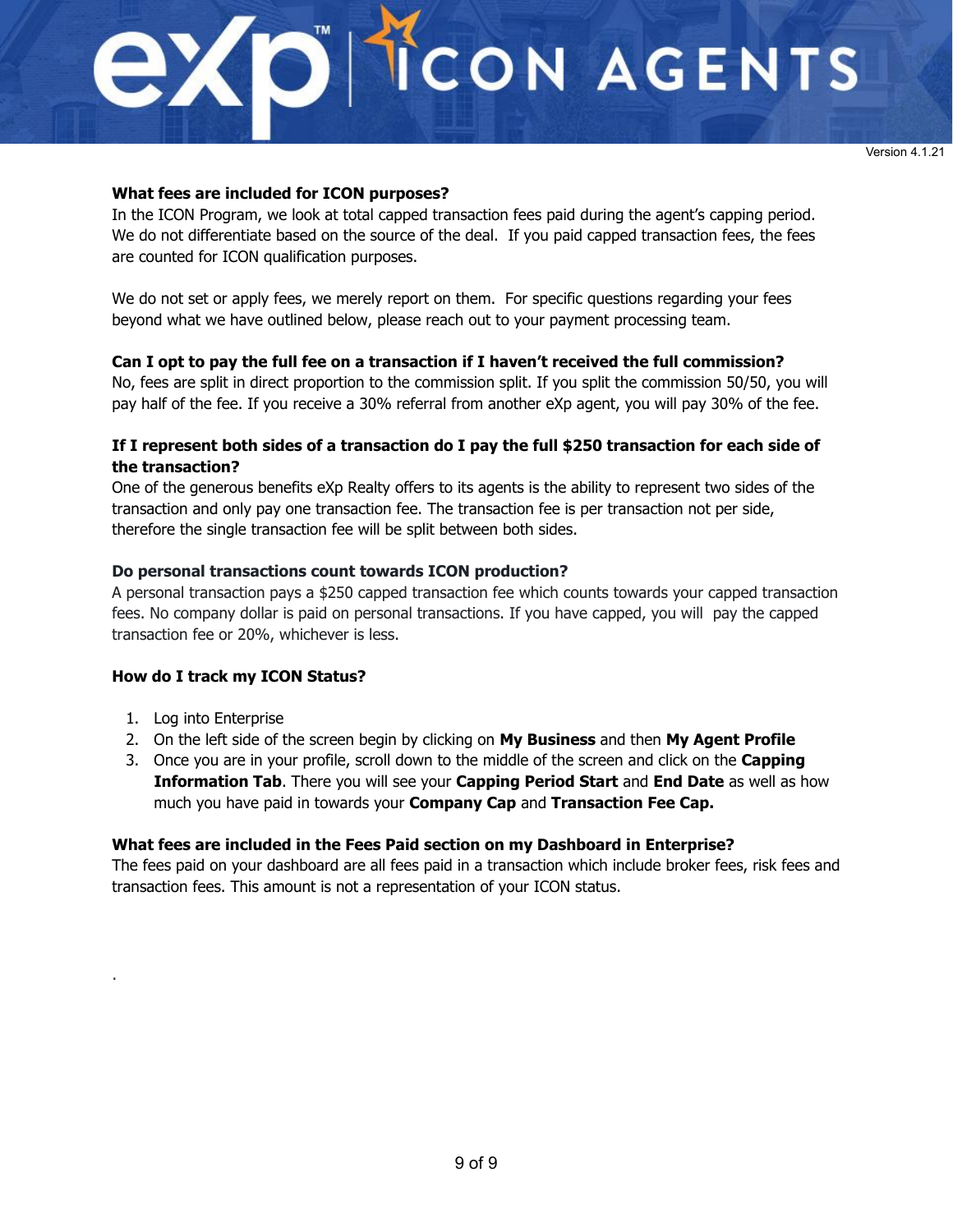**What fees are included for ICON purposes?**

In the ICON Program, we look at total capped transaction fees paid during the agent's capping period. We do not differentiate based on the source of the deal. If you paid capped transaction fees, the fees are counted for ICON qualification purposes.

We do not set or apply fees, we merely report on them. For specific questions regarding your fees beyond what we have outlined below, please reach out to your payment processing team.

**Can I opt to pay the full fee on a transaction if I haven't received the full commission?**

No, fees are split in direct proportion to the commission split. If you split the commission 50/50, you will pay half of the fee. If you receive a 30% referral from another eXp agent, you will pay 30% of the fee.

**If I represent both sides of a transaction do I pay the full $250 transaction for each side of the transaction?**

One of the generous benefits eXp Realty offers to its agents is the ability to represent two sides of the transaction and only pay one transaction fee. The transaction fee is per transaction not per side, therefore the single transaction fee will be split between both sides.

**Do personal transactions count towards ICON production?**

A personal transaction pays a $250 capped transaction fee which counts towards your capped transaction fees. No company dollar is paid on personal transactions. If you have capped, you will pay the capped transaction fee or 20%, whichever is less.

**How do I track my ICON Status?**

1. Log into Enterprise
2. On the left side of the screen begin by clicking on **My Business** and then **My Agent Profile**
3. Once you are in your profile, scroll down to the middle of the screen and click on the **Capping Information Tab**. There you will see your **Capping Period Start** and **End Date** as well as how much you have paid in towards your **Company Cap** and **Transaction Fee Cap.**

**What fees are included in the Fees Paid section on my Dashboard in Enterprise?**

The fees paid on your dashboard are all fees paid in a transaction which include broker fees, risk fees and transaction fees. This amount is not a representation of your ICON status.